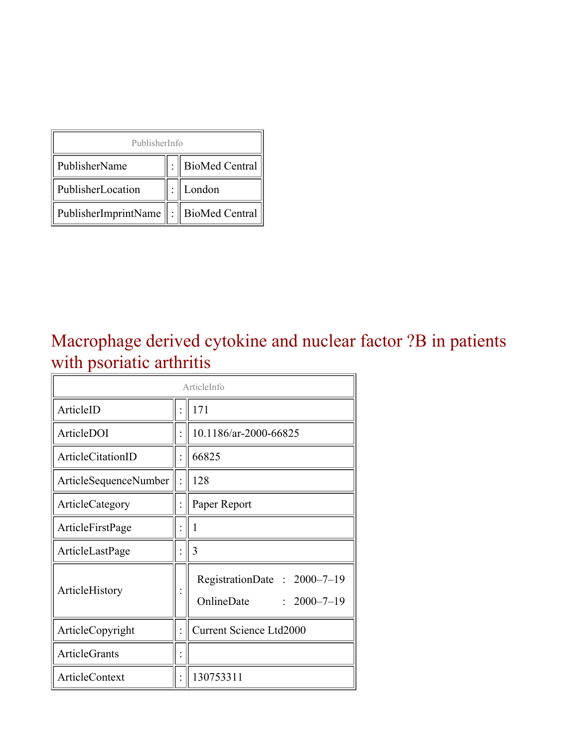| PublisherInfo | | |
|---|---|---|
| PublisherName | : | BioMed Central |
| PublisherLocation | : | London |
| PublisherImprintName | : | BioMed Central |

# Macrophage derived cytokine and nuclear factor ?B in patients with psoriatic arthritis

| ArticleInfo | | |
|---|---|---|
| ArticleID | : | 171 |
| ArticleDOI | : | 10.1186/ar-2000-66825 |
| ArticleCitationID | : | 66825 |
| ArticleSequenceNumber | : | 128 |
| ArticleCategory | : | Paper Report |
| ArticleFirstPage | : | 1 |
| ArticleLastPage | : | 3 |
| ArticleHistory | : | RegistrationDate : 2000–7–19<br>OnlineDate : 2000–7–19 |
| ArticleCopyright | : | Current Science Ltd2000 |
| ArticleGrants | : | |
| ArticleContext | : | 130753311 |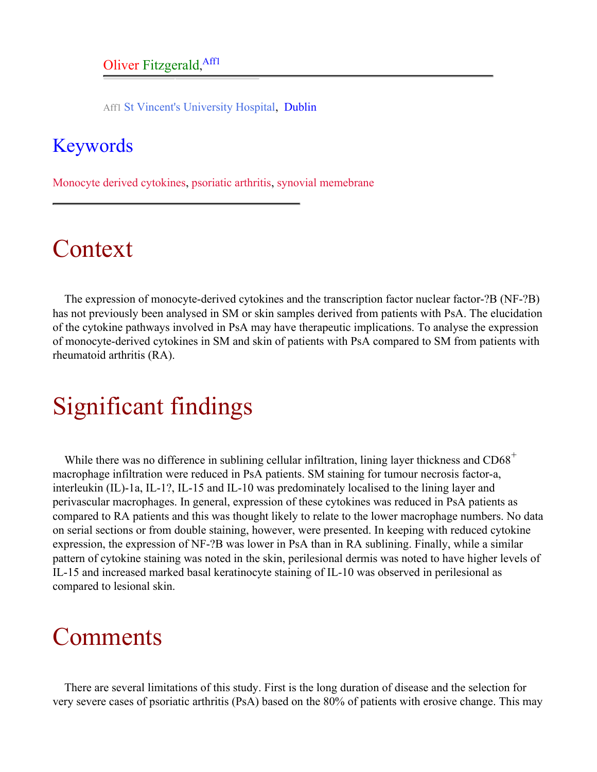Oliver Fitzgerald,[Aff1]

Aff1 St Vincent's University Hospital, Dublin

## Keywords

Monocyte derived cytokines, psoriatic arthritis, synovial memebrane

# Context

The expression of monocyte-derived cytokines and the transcription factor nuclear factor-?B (NF-?B) has not previously been analysed in SM or skin samples derived from patients with PsA. The elucidation of the cytokine pathways involved in PsA may have therapeutic implications. To analyse the expression of monocyte-derived cytokines in SM and skin of patients with PsA compared to SM from patients with rheumatoid arthritis (RA).

# Significant findings

While there was no difference in sublining cellular infiltration, lining layer thickness and $CD68^{+}$ macrophage infiltration were reduced in PsA patients. SM staining for tumour necrosis factor-a, interleukin (IL)-1a, IL-1?, IL-15 and IL-10 was predominately localised to the lining layer and perivascular macrophages. In general, expression of these cytokines was reduced in PsA patients as compared to RA patients and this was thought likely to relate to the lower macrophage numbers. No data on serial sections or from double staining, however, were presented. In keeping with reduced cytokine expression, the expression of NF-?B was lower in PsA than in RA sublining. Finally, while a similar pattern of cytokine staining was noted in the skin, perilesional dermis was noted to have higher levels of IL-15 and increased marked basal keratinocyte staining of IL-10 was observed in perilesional as compared to lesional skin.

# Comments

There are several limitations of this study. First is the long duration of disease and the selection for very severe cases of psoriatic arthritis (PsA) based on the 80% of patients with erosive change. This may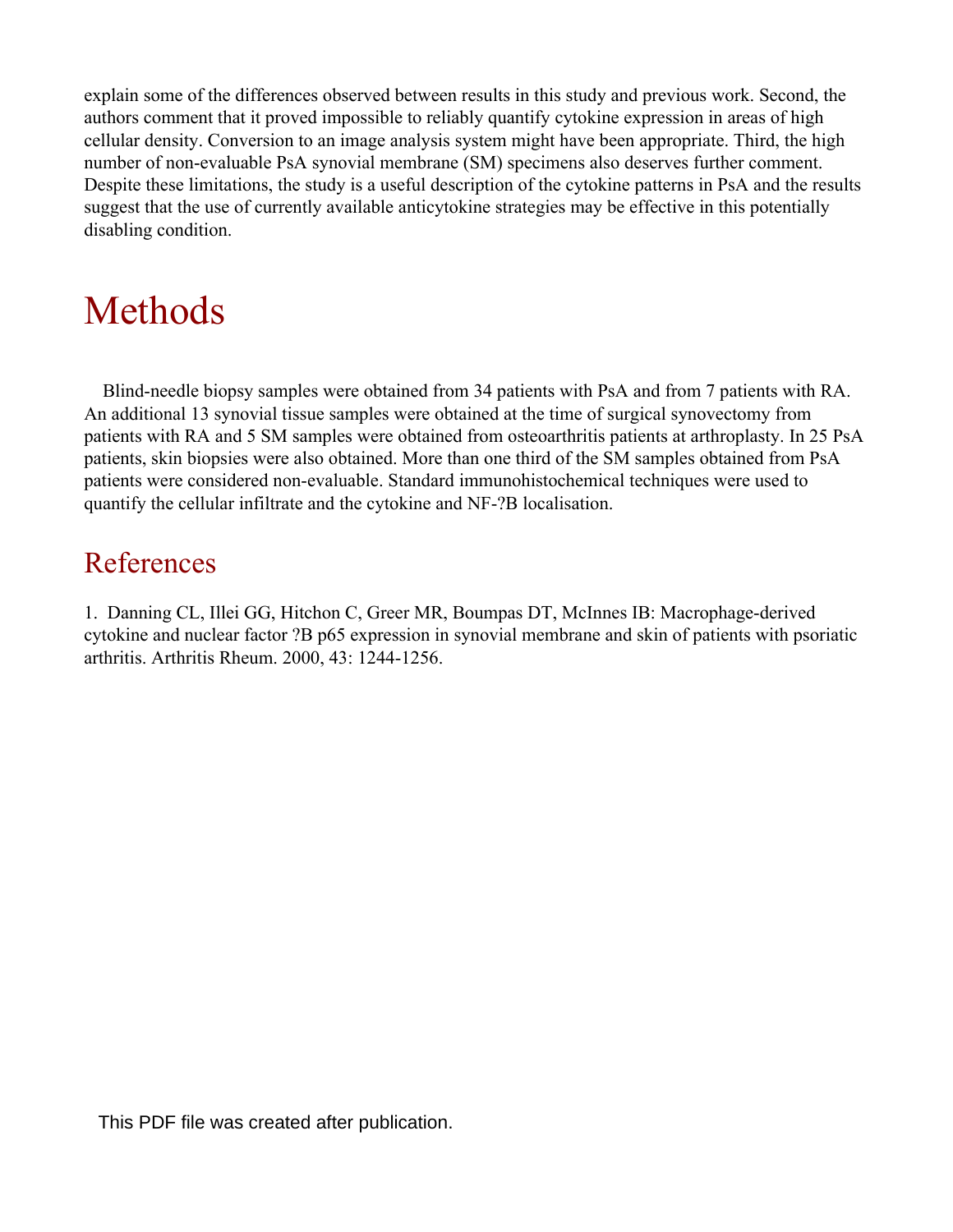explain some of the differences observed between results in this study and previous work. Second, the authors comment that it proved impossible to reliably quantify cytokine expression in areas of high cellular density. Conversion to an image analysis system might have been appropriate. Third, the high number of non-evaluable PsA synovial membrane (SM) specimens also deserves further comment. Despite these limitations, the study is a useful description of the cytokine patterns in PsA and the results suggest that the use of currently available anticytokine strategies may be effective in this potentially disabling condition.

# Methods

Blind-needle biopsy samples were obtained from 34 patients with PsA and from 7 patients with RA. An additional 13 synovial tissue samples were obtained at the time of surgical synovectomy from patients with RA and 5 SM samples were obtained from osteoarthritis patients at arthroplasty. In 25 PsA patients, skin biopsies were also obtained. More than one third of the SM samples obtained from PsA patients were considered non-evaluable. Standard immunohistochemical techniques were used to quantify the cellular infiltrate and the cytokine and NF-?B localisation.

## References

1. Danning CL, Illei GG, Hitchon C, Greer MR, Boumpas DT, McInnes IB: Macrophage-derived cytokine and nuclear factor ?B p65 expression in synovial membrane and skin of patients with psoriatic arthritis. Arthritis Rheum. 2000, 43: 1244-1256.

This PDF file was created after publication.